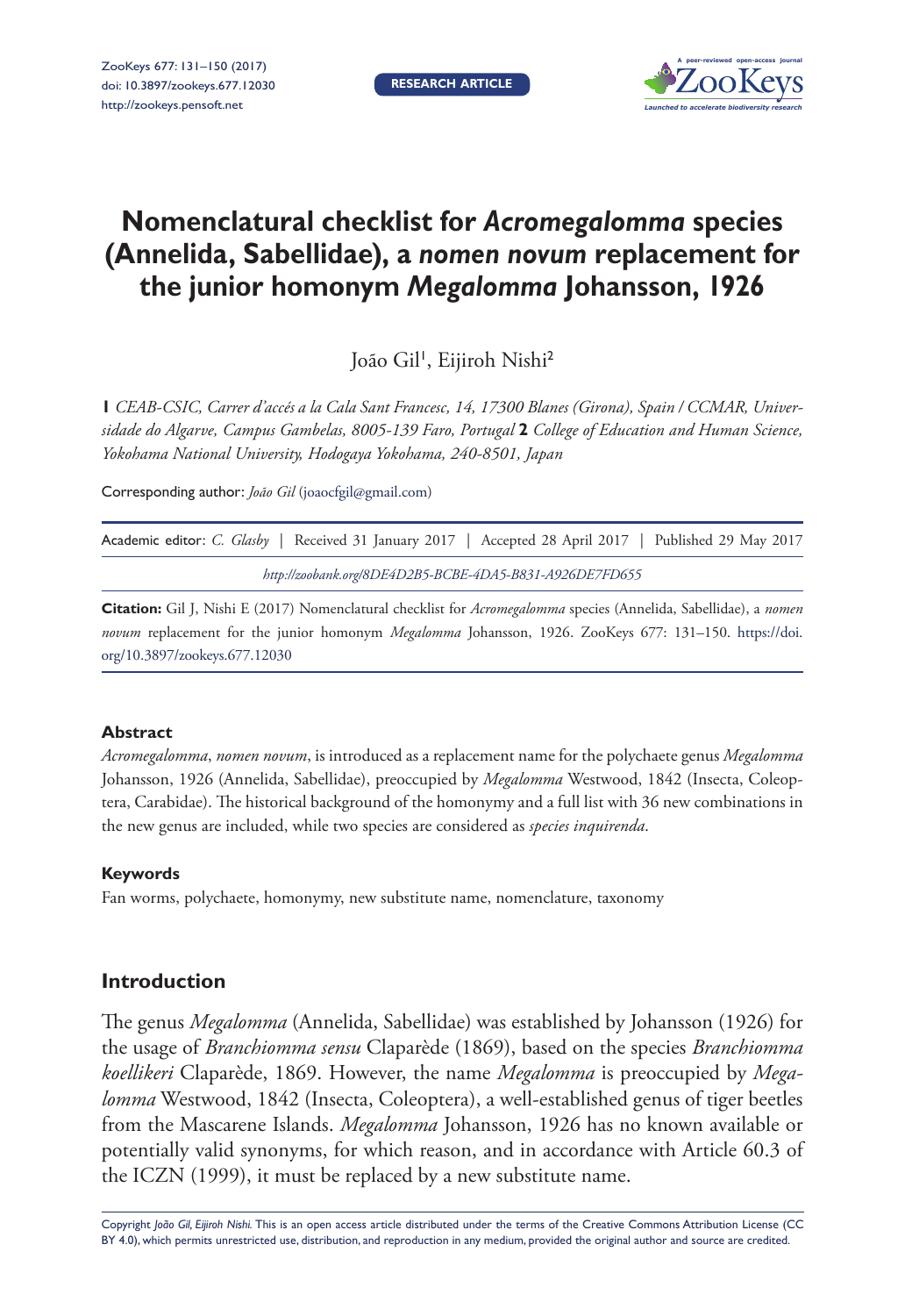# Nomenclatural checklist for *Acromegalomma* species (Annelida, Sabellidae), a *nomen novum* replacement for the junior homonym *Megalomma* Johansson, 1926

João Gil[1], Eijiroh Nishi[2]

**1** *CEAB-CSIC, Carrer d'accés a la Cala Sant Francesc, 14, 17300 Blanes (Girona), Spain / CCMAR, Universidade do Algarve, Campus Gambelas, 8005-139 Faro, Portugal* **2** *College of Education and Human Science, Yokohama National University, Hodogaya Yokohama, 240-8501, Japan*

Corresponding author: *João Gil* (joaocfgil@gmail.com)

Academic editor: *C. Glasby* | Received 31 January 2017 | Accepted 28 April 2017 | Published 29 May 2017

*http://zoobank.org/8DE4D2B5-BCBE-4DA5-B831-A926DE7FD655*

**Citation:** Gil J, Nishi E (2017) Nomenclatural checklist for *Acromegalomma* species (Annelida, Sabellidae), a *nomen novum* replacement for the junior homonym *Megalomma* Johansson, 1926. ZooKeys 677: 131–150. https://doi.org/10.3897/zookeys.677.12030

### Abstract

*Acromegalomma*, *nomen novum*, is introduced as a replacement name for the polychaete genus *Megalomma* Johansson, 1926 (Annelida, Sabellidae), preoccupied by *Megalomma* Westwood, 1842 (Insecta, Coleoptera, Carabidae). The historical background of the homonymy and a full list with 36 new combinations in the new genus are included, while two species are considered as *species inquirenda*.

### Keywords

Fan worms, polychaete, homonymy, new substitute name, nomenclature, taxonomy

## Introduction

The genus *Megalomma* (Annelida, Sabellidae) was established by Johansson (1926) for the usage of *Branchiomma sensu* Claparède (1869), based on the species *Branchiomma koellikeri* Claparède, 1869. However, the name *Megalomma* is preoccupied by *Megalomma* Westwood, 1842 (Insecta, Coleoptera), a well-established genus of tiger beetles from the Mascarene Islands. *Megalomma* Johansson, 1926 has no known available or potentially valid synonyms, for which reason, and in accordance with Article 60.3 of the ICZN (1999), it must be replaced by a new substitute name.

Copyright *João Gil, Eijiroh Nishi.* This is an open access article distributed under the terms of the Creative Commons Attribution License (CC BY 4.0), which permits unrestricted use, distribution, and reproduction in any medium, provided the original author and source are credited.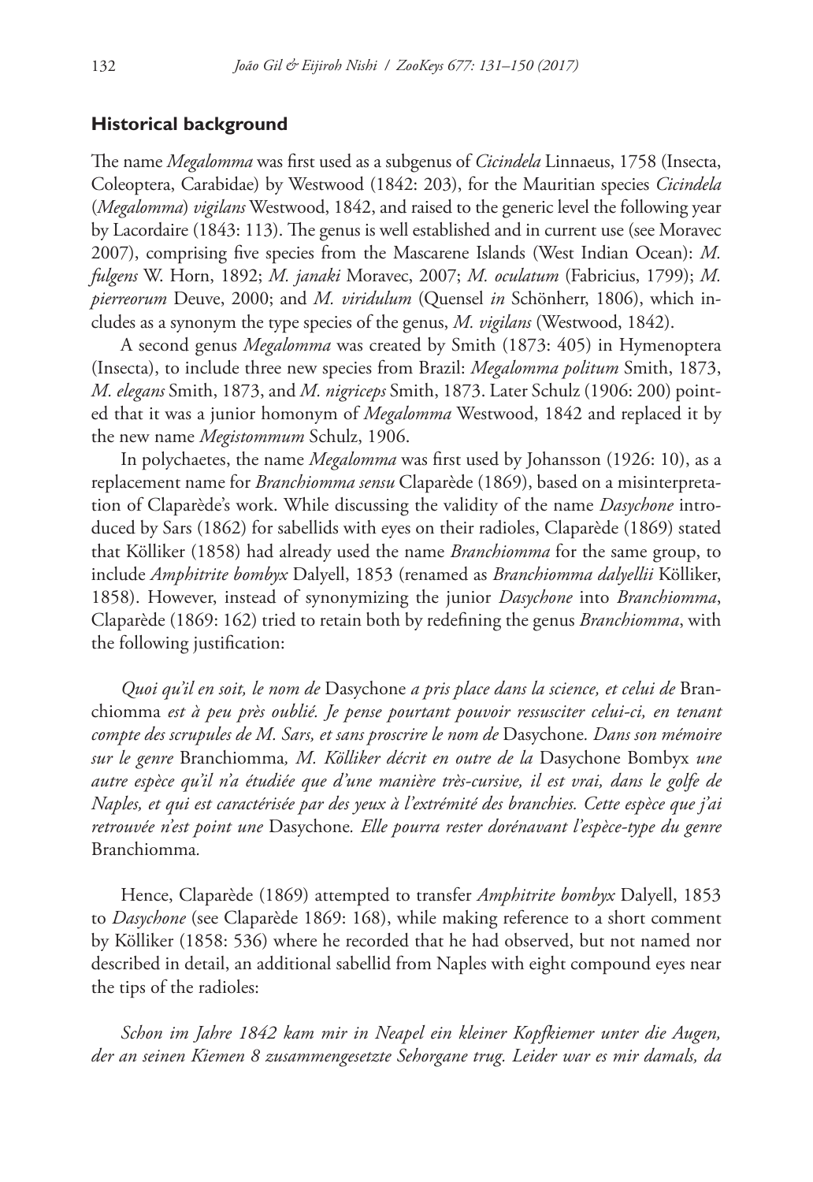### Historical background

The name *Megalomma* was first used as a subgenus of *Cicindela* Linnaeus, 1758 (Insecta, Coleoptera, Carabidae) by Westwood (1842: 203), for the Mauritian species *Cicindela* (*Megalomma*) *vigilans* Westwood, 1842, and raised to the generic level the following year by Lacordaire (1843: 113). The genus is well established and in current use (see Moravec 2007), comprising five species from the Mascarene Islands (West Indian Ocean): *M. fulgens* W. Horn, 1892; *M. janaki* Moravec, 2007; *M. oculatum* (Fabricius, 1799); *M. pierreorum* Deuve, 2000; and *M. viridulum* (Quensel *in* Schönherr, 1806), which includes as a synonym the type species of the genus, *M. vigilans* (Westwood, 1842).

A second genus *Megalomma* was created by Smith (1873: 405) in Hymenoptera (Insecta), to include three new species from Brazil: *Megalomma politum* Smith, 1873, *M. elegans* Smith, 1873, and *M. nigriceps* Smith, 1873. Later Schulz (1906: 200) pointed that it was a junior homonym of *Megalomma* Westwood, 1842 and replaced it by the new name *Megistommum* Schulz, 1906.

In polychaetes, the name *Megalomma* was first used by Johansson (1926: 10), as a replacement name for *Branchiomma sensu* Claparède (1869), based on a misinterpretation of Claparède's work. While discussing the validity of the name *Dasychone* introduced by Sars (1862) for sabellids with eyes on their radioles, Claparède (1869) stated that Kölliker (1858) had already used the name *Branchiomma* for the same group, to include *Amphitrite bombyx* Dalyell, 1853 (renamed as *Branchiomma dalyellii* Kölliker, 1858). However, instead of synonymizing the junior *Dasychone* into *Branchiomma*, Claparède (1869: 162) tried to retain both by redefining the genus *Branchiomma*, with the following justification:

> *Quoi qu'il en soit, le nom de* Dasychone *a pris place dans la science, et celui de* Branchiomma *est à peu près oublié. Je pense pourtant pouvoir ressusciter celui-ci, en tenant compte des scrupules de M. Sars, et sans proscrire le nom de* Dasychone*. Dans son mémoire sur le genre* Branchiomma*, M. Kölliker décrit en outre de la* Dasychone Bombyx *une autre espèce qu'il n'a étudiée que d'une manière très-cursive, il est vrai, dans le golfe de Naples, et qui est caractérisée par des yeux à l'extrémité des branchies. Cette espèce que j'ai retrouvée n'est point une* Dasychone*. Elle pourra rester dorénavant l'espèce-type du genre* Branchiomma*.*

Hence, Claparède (1869) attempted to transfer *Amphitrite bombyx* Dalyell, 1853 to *Dasychone* (see Claparède 1869: 168), while making reference to a short comment by Kölliker (1858: 536) where he recorded that he had observed, but not named nor described in detail, an additional sabellid from Naples with eight compound eyes near the tips of the radioles:

> *Schon im Jahre 1842 kam mir in Neapel ein kleiner Kopfkiemer unter die Augen, der an seinen Kiemen 8 zusammengesetzte Sehorgane trug. Leider war es mir damals, da*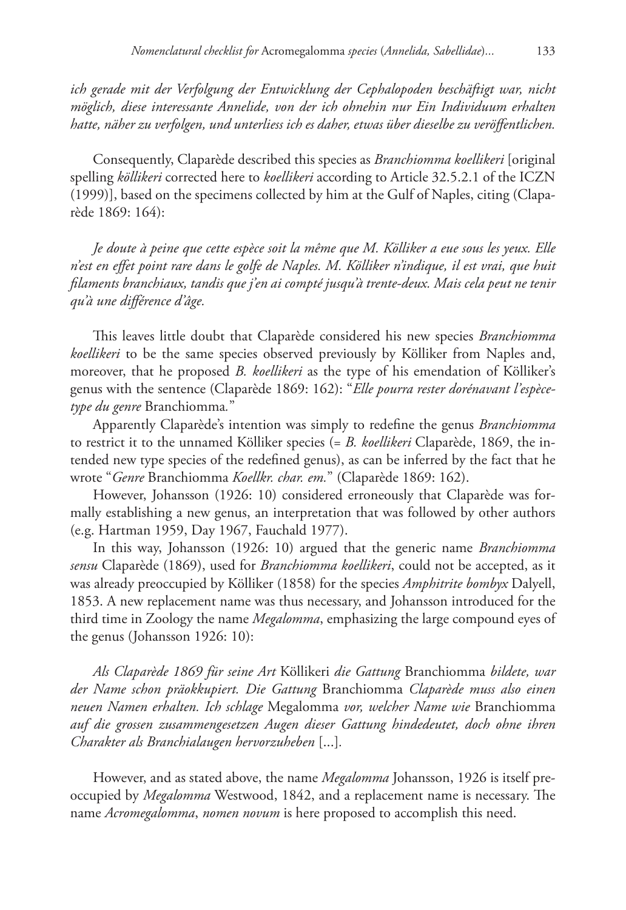*ich gerade mit der Verfolgung der Entwicklung der Cephalopoden beschäftigt war, nicht möglich, diese interessante Annelide, von der ich ohnehin nur Ein Individuum erhalten hatte, näher zu verfolgen, und unterliess ich es daher, etwas über dieselbe zu veröffentlichen.*

Consequently, Claparède described this species as *Branchiomma koellikeri* [original spelling *köllikeri* corrected here to *koellikeri* according to Article 32.5.2.1 of the ICZN (1999)], based on the specimens collected by him at the Gulf of Naples, citing (Claparède 1869: 164):

*Je doute à peine que cette espèce soit la même que M. Kölliker a eue sous les yeux. Elle n'est en effet point rare dans le golfe de Naples. M. Kölliker n'indique, il est vrai, que huit filaments branchiaux, tandis que j'en ai compté jusqu'à trente-deux. Mais cela peut ne tenir qu'à une différence d'âge.*

This leaves little doubt that Claparède considered his new species *Branchiomma koellikeri* to be the same species observed previously by Kölliker from Naples and, moreover, that he proposed *B. koellikeri* as the type of his emendation of Kölliker's genus with the sentence (Claparède 1869: 162): "*Elle pourra rester dorénavant l'espèce-type du genre* Branchiomma*.*"

Apparently Claparède's intention was simply to redefine the genus *Branchiomma* to restrict it to the unnamed Kölliker species (= *B. koellikeri* Claparède, 1869, the intended new type species of the redefined genus), as can be inferred by the fact that he wrote "*Genre* Branchiomma *Koellkr. char. em.*" (Claparède 1869: 162).

However, Johansson (1926: 10) considered erroneously that Claparède was formally establishing a new genus, an interpretation that was followed by other authors (e.g. Hartman 1959, Day 1967, Fauchald 1977).

In this way, Johansson (1926: 10) argued that the generic name *Branchiomma sensu* Claparède (1869), used for *Branchiomma koellikeri*, could not be accepted, as it was already preoccupied by Kölliker (1858) for the species *Amphitrite bombyx* Dalyell, 1853. A new replacement name was thus necessary, and Johansson introduced for the third time in Zoology the name *Megalomma*, emphasizing the large compound eyes of the genus (Johansson 1926: 10):

*Als Claparède 1869 für seine Art* Köllikeri *die Gattung* Branchiomma *bildete, war der Name schon präokkupiert. Die Gattung* Branchiomma *Claparède muss also einen neuen Namen erhalten. Ich schlage* Megalomma *vor, welcher Name wie* Branchiomma *auf die grossen zusammengesetzen Augen dieser Gattung hindedeutet, doch ohne ihren Charakter als Branchialaugen hervorzuheben* [...].

However, and as stated above, the name *Megalomma* Johansson, 1926 is itself preoccupied by *Megalomma* Westwood, 1842, and a replacement name is necessary. The name *Acromegalomma*, *nomen novum* is here proposed to accomplish this need.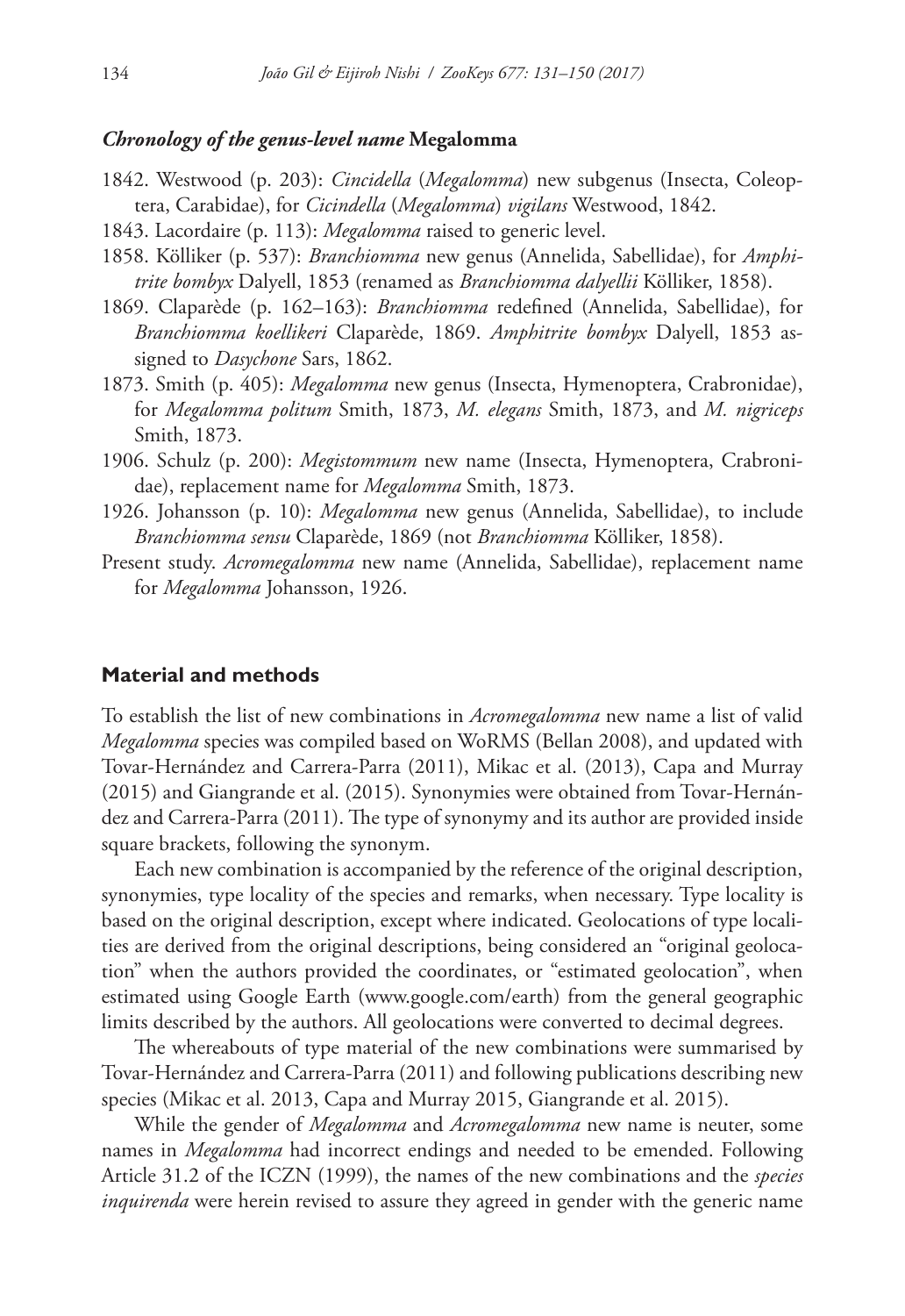### *Chronology of the genus-level name* Megalomma

1842. Westwood (p. 203): *Cincidella* (*Megalomma*) new subgenus (Insecta, Coleoptera, Carabidae), for *Cincidella* (*Megalomma*) *vigilans* Westwood, 1842.

1843. Lacordaire (p. 113): *Megalomma* raised to generic level.

1858. Kölliker (p. 537): *Branchiomma* new genus (Annelida, Sabellidae), for *Amphitrite bombyx* Dalyell, 1853 (renamed as *Branchiomma dalyellii* Kölliker, 1858).

1869. Claparède (p. 162–163): *Branchiomma* redefined (Annelida, Sabellidae), for *Branchiomma koellikeri* Claparède, 1869. *Amphitrite bombyx* Dalyell, 1853 assigned to *Dasychone* Sars, 1862.

1873. Smith (p. 405): *Megalomma* new genus (Insecta, Hymenoptera, Crabronidae), for *Megalomma politum* Smith, 1873, *M. elegans* Smith, 1873, and *M. nigriceps* Smith, 1873.

1906. Schulz (p. 200): *Megistommum* new name (Insecta, Hymenoptera, Crabronidae), replacement name for *Megalomma* Smith, 1873.

1926. Johansson (p. 10): *Megalomma* new genus (Annelida, Sabellidae), to include *Branchiomma sensu* Claparède, 1869 (not *Branchiomma* Kölliker, 1858).

Present study. *Acromegalomma* new name (Annelida, Sabellidae), replacement name for *Megalomma* Johansson, 1926.

## Material and methods

To establish the list of new combinations in *Acromegalomma* new name a list of valid *Megalomma* species was compiled based on WoRMS (Bellan 2008), and updated with Tovar-Hernández and Carrera-Parra (2011), Mikac et al. (2013), Capa and Murray (2015) and Giangrande et al. (2015). Synonymies were obtained from Tovar-Hernández and Carrera-Parra (2011). The type of synonymy and its author are provided inside square brackets, following the synonym.

Each new combination is accompanied by the reference of the original description, synonymies, type locality of the species and remarks, when necessary. Type locality is based on the original description, except where indicated. Geolocations of type localities are derived from the original descriptions, being considered an "original geolocation" when the authors provided the coordinates, or "estimated geolocation", when estimated using Google Earth (www.google.com/earth) from the general geographic limits described by the authors. All geolocations were converted to decimal degrees.

The whereabouts of type material of the new combinations were summarised by Tovar-Hernández and Carrera-Parra (2011) and following publications describing new species (Mikac et al. 2013, Capa and Murray 2015, Giangrande et al. 2015).

While the gender of *Megalomma* and *Acromegalomma* new name is neuter, some names in *Megalomma* had incorrect endings and needed to be emended. Following Article 31.2 of the ICZN (1999), the names of the new combinations and the *species inquirenda* were herein revised to assure they agreed in gender with the generic name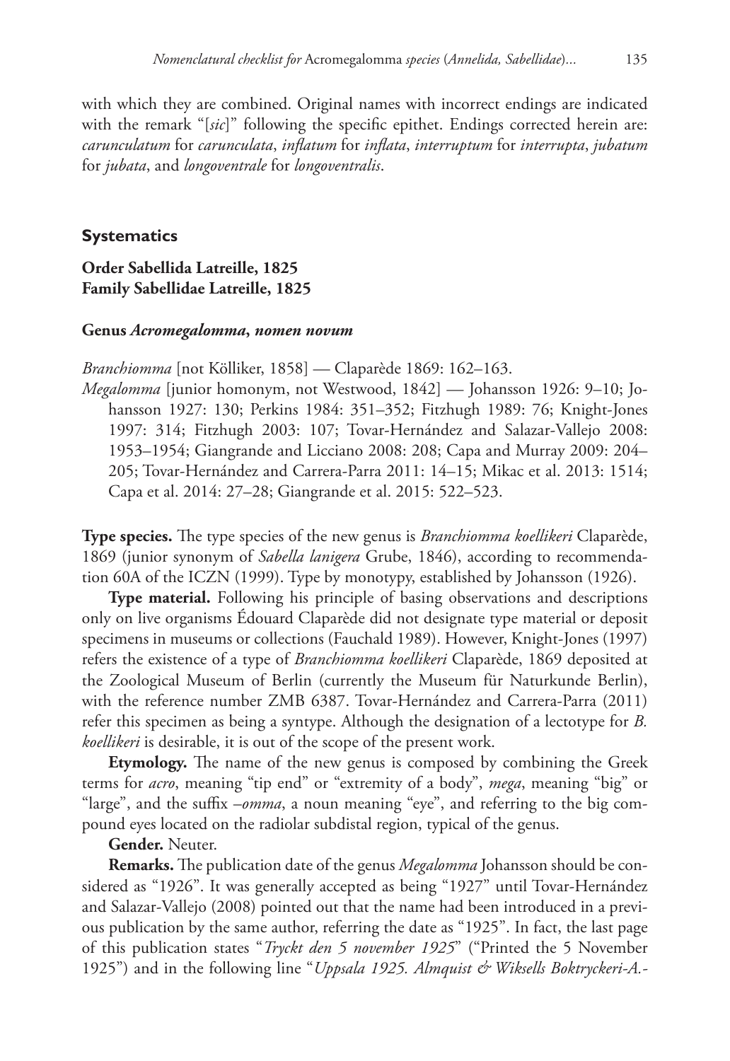with which they are combined. Original names with incorrect endings are indicated with the remark "[*sic*]" following the specific epithet. Endings corrected herein are: *carunculatum* for *carunculata*, *inflatum* for *inflata*, *interruptum* for *interrupta*, *jubatum* for *jubata*, and *longoventrale* for *longoventralis*.

## Systematics

**Order Sabellida Latreille, 1825**
**Family Sabellidae Latreille, 1825**

### Genus *Acromegalomma*, *nomen novum*

*Branchiomma* [not Kölliker, 1858] — Claparède 1869: 162–163.
*Megalomma* [junior homonym, not Westwood, 1842] — Johansson 1926: 9–10; Johansson 1927: 130; Perkins 1984: 351–352; Fitzhugh 1989: 76; Knight-Jones 1997: 314; Fitzhugh 2003: 107; Tovar-Hernández and Salazar-Vallejo 2008: 1953–1954; Giangrande and Licciano 2008: 208; Capa and Murray 2009: 204–205; Tovar-Hernández and Carrera-Parra 2011: 14–15; Mikac et al. 2013: 1514; Capa et al. 2014: 27–28; Giangrande et al. 2015: 522–523.

**Type species.** The type species of the new genus is *Branchiomma koellikeri* Claparède, 1869 (junior synonym of *Sabella lanigera* Grube, 1846), according to recommendation 60A of the ICZN (1999). Type by monotypy, established by Johansson (1926).

**Type material.** Following his principle of basing observations and descriptions only on live organisms Édouard Claparède did not designate type material or deposit specimens in museums or collections (Fauchald 1989). However, Knight-Jones (1997) refers the existence of a type of *Branchiomma koellikeri* Claparède, 1869 deposited at the Zoological Museum of Berlin (currently the Museum für Naturkunde Berlin), with the reference number ZMB 6387. Tovar-Hernández and Carrera-Parra (2011) refer this specimen as being a syntype. Although the designation of a lectotype for *B. koellikeri* is desirable, it is out of the scope of the present work.

**Etymology.** The name of the new genus is composed by combining the Greek terms for *acro*, meaning "tip end" or "extremity of a body", *mega*, meaning "big" or "large", and the suffix *–omma*, a noun meaning "eye", and referring to the big compound eyes located on the radiolar subdistal region, typical of the genus.

**Gender.** Neuter.

**Remarks.** The publication date of the genus *Megalomma* Johansson should be considered as "1926". It was generally accepted as being "1927" until Tovar-Hernández and Salazar-Vallejo (2008) pointed out that the name had been introduced in a previous publication by the same author, referring the date as "1925". In fact, the last page of this publication states "*Tryckt den 5 november 1925*" ("Printed the 5 November 1925") and in the following line "*Uppsala 1925. Almquist & Wiksells Boktryckeri-A.-*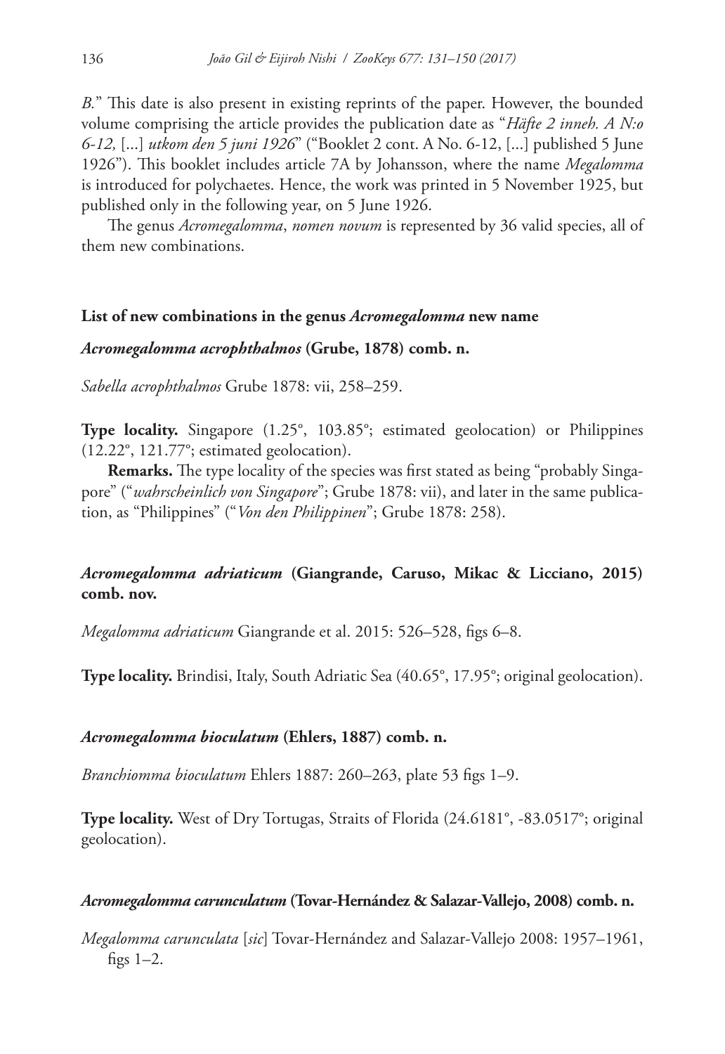*B.*" This date is also present in existing reprints of the paper. However, the bounded volume comprising the article provides the publication date as "*Häfte 2 inneh. A N:o 6-12,* [...] *utkom den 5 juni 1926*" ("Booklet 2 cont. A No. 6-12, [...] published 5 June 1926"). This booklet includes article 7A by Johansson, where the name *Megalomma* is introduced for polychaetes. Hence, the work was printed in 5 November 1925, but published only in the following year, on 5 June 1926.

The genus *Acromegalomma*, *nomen novum* is represented by 36 valid species, all of them new combinations.

### List of new combinations in the genus *Acromegalomma* new name

#### *Acromegalomma acrophthalmos* (Grube, 1878) comb. n.

*Sabella acrophthalmos* Grube 1878: vii, 258–259.

**Type locality.** Singapore (1.25°, 103.85°; estimated geolocation) or Philippines (12.22°, 121.77°; estimated geolocation).

**Remarks.** The type locality of the species was first stated as being "probably Singapore" ("*wahrscheinlich von Singapore*"; Grube 1878: vii), and later in the same publication, as "Philippines" ("*Von den Philippinen*"; Grube 1878: 258).

#### *Acromegalomma adriaticum* (Giangrande, Caruso, Mikac & Licciano, 2015) comb. nov.

*Megalomma adriaticum* Giangrande et al. 2015: 526–528, figs 6–8.

**Type locality.** Brindisi, Italy, South Adriatic Sea (40.65°, 17.95°; original geolocation).

#### *Acromegalomma bioculatum* (Ehlers, 1887) comb. n.

*Branchiomma bioculatum* Ehlers 1887: 260–263, plate 53 figs 1–9.

**Type locality.** West of Dry Tortugas, Straits of Florida (24.6181°, -83.0517°; original geolocation).

#### *Acromegalomma carunculatum* (Tovar-Hernández & Salazar-Vallejo, 2008) comb. n.

*Megalomma carunculata* [*sic*] Tovar-Hernández and Salazar-Vallejo 2008: 1957–1961, figs 1–2.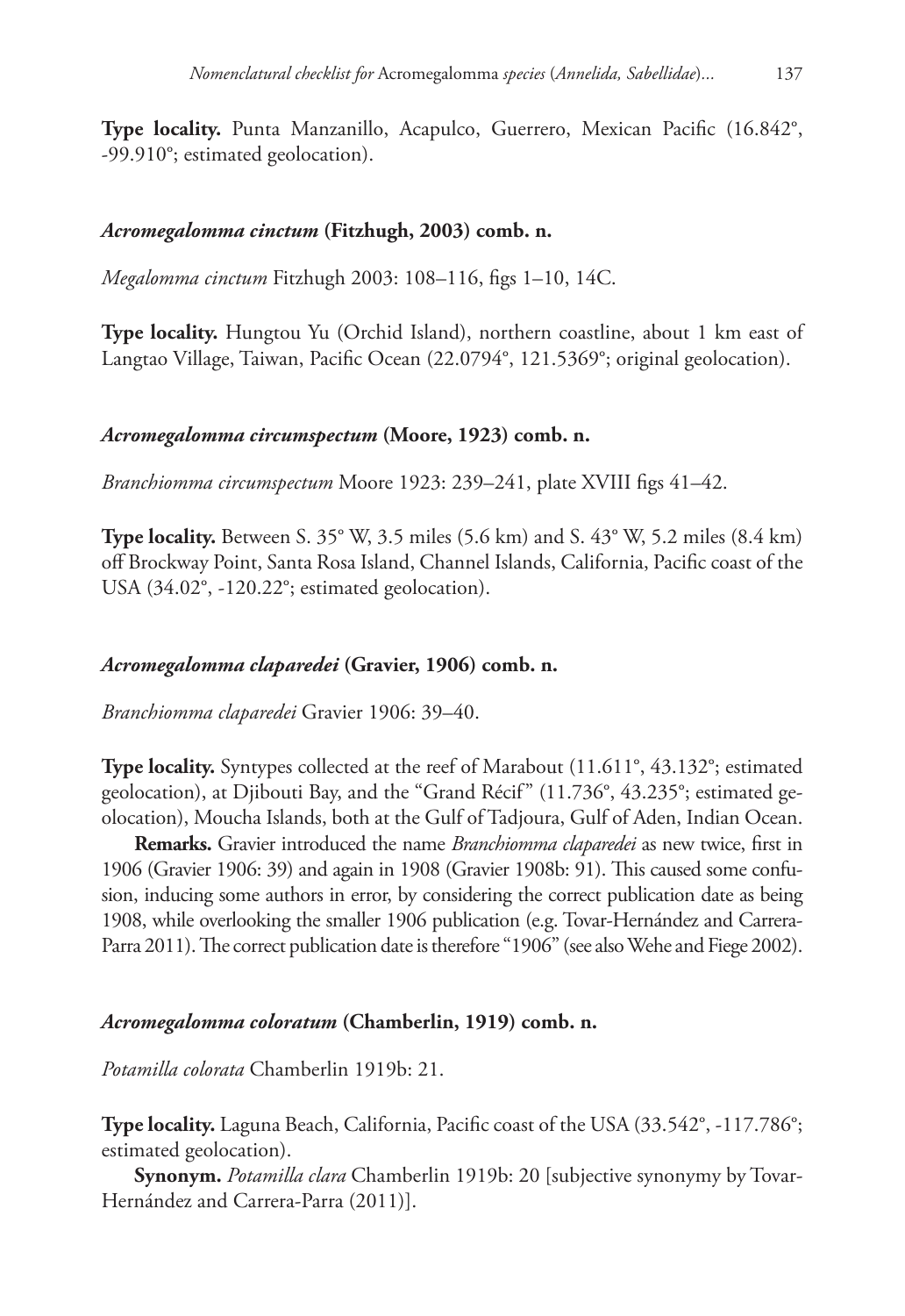**Type locality.** Punta Manzanillo, Acapulco, Guerrero, Mexican Pacific (16.842°, -99.910°; estimated geolocation).

### *Acromegalomma cinctum* (Fitzhugh, 2003) comb. n.

*Megalomma cinctum* Fitzhugh 2003: 108–116, figs 1–10, 14C.

**Type locality.** Hungtou Yu (Orchid Island), northern coastline, about 1 km east of Langtao Village, Taiwan, Pacific Ocean (22.0794°, 121.5369°; original geolocation).

### *Acromegalomma circumspectum* (Moore, 1923) comb. n.

*Branchiomma circumspectum* Moore 1923: 239–241, plate XVIII figs 41–42.

**Type locality.** Between S. 35° W, 3.5 miles (5.6 km) and S. 43° W, 5.2 miles (8.4 km) off Brockway Point, Santa Rosa Island, Channel Islands, California, Pacific coast of the USA (34.02°, -120.22°; estimated geolocation).

### *Acromegalomma claparedei* (Gravier, 1906) comb. n.

*Branchiomma claparedei* Gravier 1906: 39–40.

**Type locality.** Syntypes collected at the reef of Marabout (11.611°, 43.132°; estimated geolocation), at Djibouti Bay, and the "Grand Récif" (11.736°, 43.235°; estimated geolocation), Moucha Islands, both at the Gulf of Tadjoura, Gulf of Aden, Indian Ocean.

**Remarks.** Gravier introduced the name *Branchiomma claparedei* as new twice, first in 1906 (Gravier 1906: 39) and again in 1908 (Gravier 1908b: 91). This caused some confusion, inducing some authors in error, by considering the correct publication date as being 1908, while overlooking the smaller 1906 publication (e.g. Tovar-Hernández and Carrera-Parra 2011). The correct publication date is therefore "1906" (see also Wehe and Fiege 2002).

### *Acromegalomma coloratum* (Chamberlin, 1919) comb. n.

*Potamilla colorata* Chamberlin 1919b: 21.

**Type locality.** Laguna Beach, California, Pacific coast of the USA (33.542°, -117.786°; estimated geolocation).

**Synonym.** *Potamilla clara* Chamberlin 1919b: 20 [subjective synonymy by Tovar-Hernández and Carrera-Parra (2011)].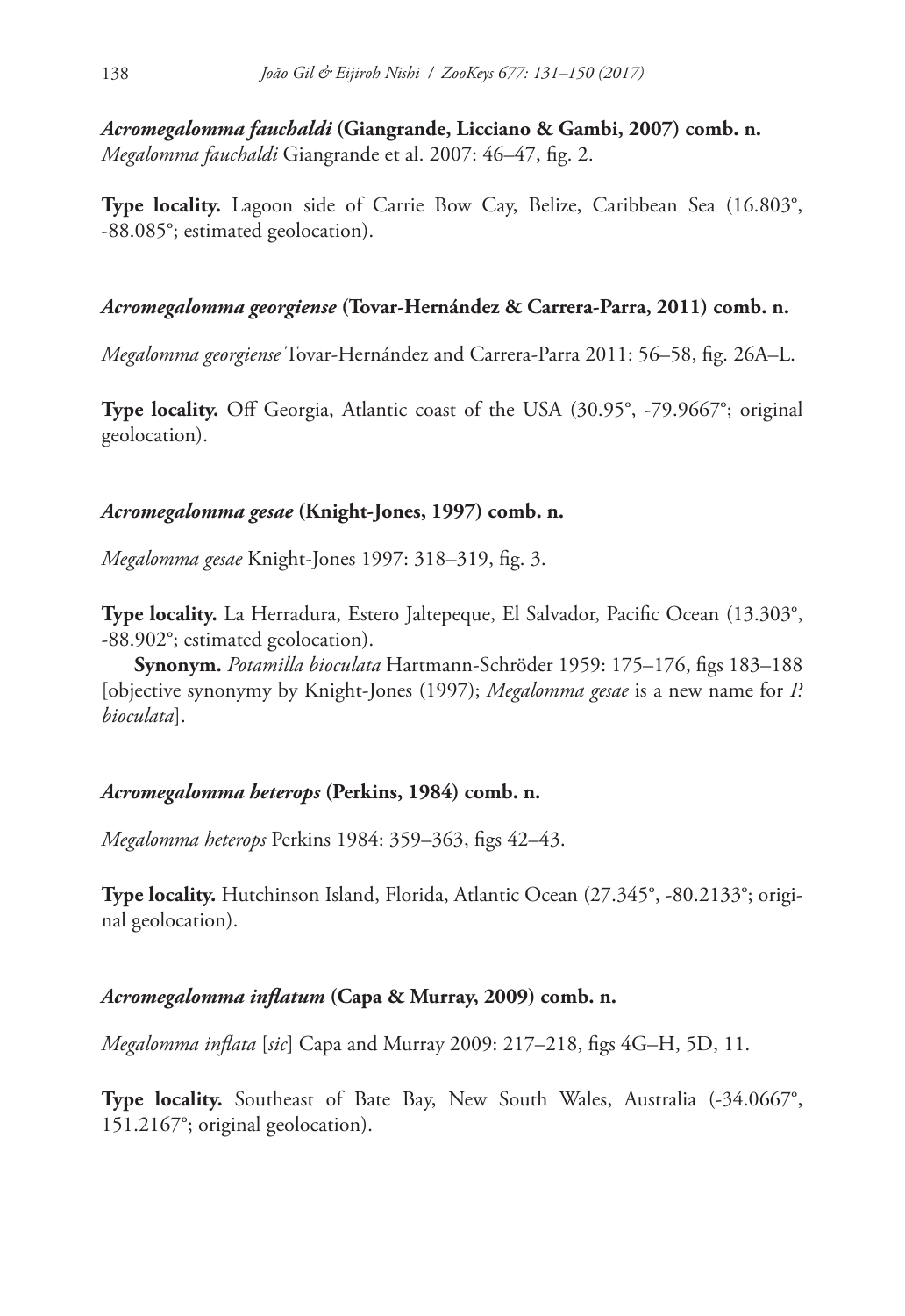***Acromegalomma fauchaldi* (Giangrande, Licciano & Gambi, 2007) comb. n.**
*Megalomma fauchaldi* Giangrande et al. 2007: 46–47, fig. 2.

**Type locality.** Lagoon side of Carrie Bow Cay, Belize, Caribbean Sea (16.803°, -88.085°; estimated geolocation).

***Acromegalomma georgiense* (Tovar-Hernández & Carrera-Parra, 2011) comb. n.**

*Megalomma georgiense* Tovar-Hernández and Carrera-Parra 2011: 56–58, fig. 26A–L.

**Type locality.** Off Georgia, Atlantic coast of the USA (30.95°, -79.9667°; original geolocation).

***Acromegalomma gesae* (Knight-Jones, 1997) comb. n.**

*Megalomma gesae* Knight-Jones 1997: 318–319, fig. 3.

**Type locality.** La Herradura, Estero Jaltepeque, El Salvador, Pacific Ocean (13.303°, -88.902°; estimated geolocation).

**Synonym.** *Potamilla bioculata* Hartmann-Schröder 1959: 175–176, figs 183–188 [objective synonymy by Knight-Jones (1997); *Megalomma gesae* is a new name for *P. bioculata*].

***Acromegalomma heterops* (Perkins, 1984) comb. n.**

*Megalomma heterops* Perkins 1984: 359–363, figs 42–43.

**Type locality.** Hutchinson Island, Florida, Atlantic Ocean (27.345°, -80.2133°; original geolocation).

***Acromegalomma inflatum* (Capa & Murray, 2009) comb. n.**

*Megalomma inflata* [*sic*] Capa and Murray 2009: 217–218, figs 4G–H, 5D, 11.

**Type locality.** Southeast of Bate Bay, New South Wales, Australia (-34.0667°, 151.2167°; original geolocation).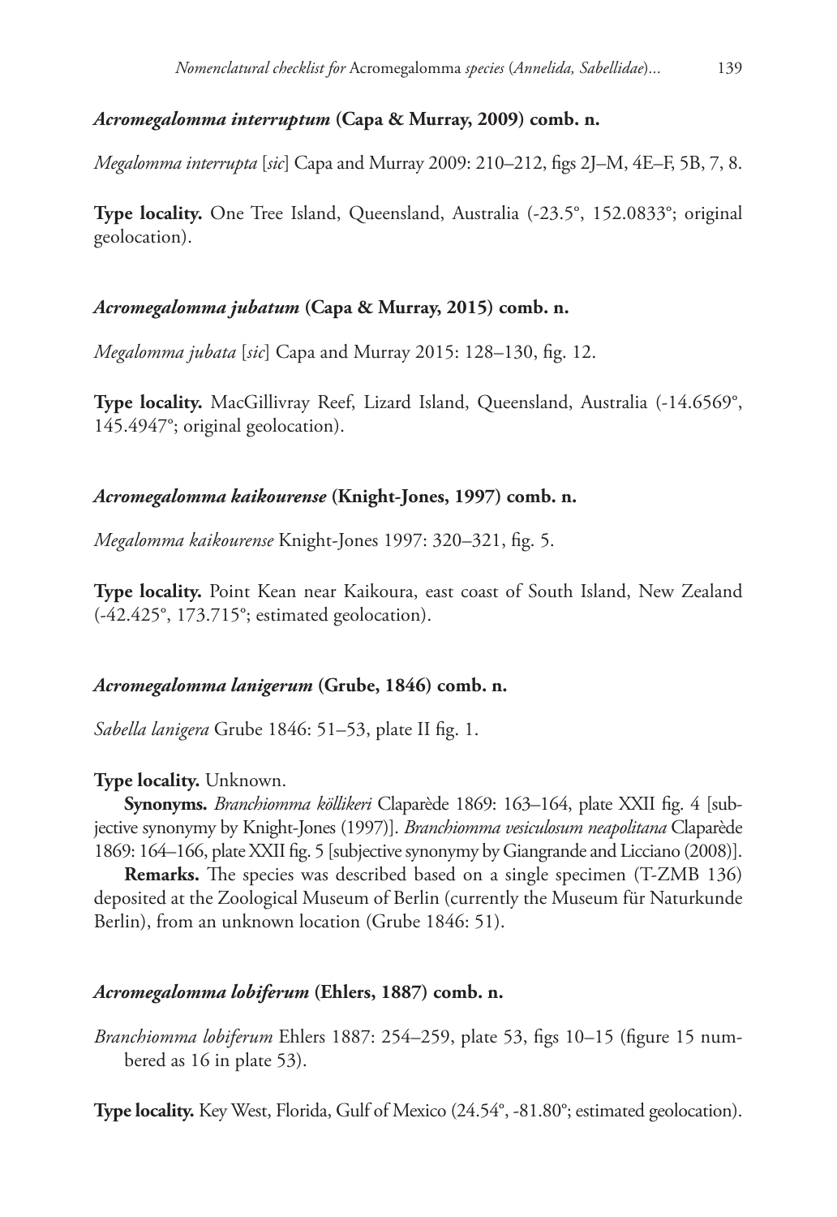### *Acromegalomma interruptum* (Capa & Murray, 2009) comb. n.

*Megalomma interrupta* [*sic*] Capa and Murray 2009: 210–212, figs 2J–M, 4E–F, 5B, 7, 8.

**Type locality.** One Tree Island, Queensland, Australia (-23.5°, 152.0833°; original geolocation).

### *Acromegalomma jubatum* (Capa & Murray, 2015) comb. n.

*Megalomma jubata* [*sic*] Capa and Murray 2015: 128–130, fig. 12.

**Type locality.** MacGillivray Reef, Lizard Island, Queensland, Australia (-14.6569°, 145.4947°; original geolocation).

### *Acromegalomma kaikourense* (Knight-Jones, 1997) comb. n.

*Megalomma kaikourense* Knight-Jones 1997: 320–321, fig. 5.

**Type locality.** Point Kean near Kaikoura, east coast of South Island, New Zealand (-42.425°, 173.715°; estimated geolocation).

### *Acromegalomma lanigerum* (Grube, 1846) comb. n.

*Sabella lanigera* Grube 1846: 51–53, plate II fig. 1.

**Type locality.** Unknown.

**Synonyms.** *Branchiomma köllikeri* Claparède 1869: 163–164, plate XXII fig. 4 [subjective synonymy by Knight-Jones (1997)]. *Branchiomma vesiculosum neapolitana* Claparède 1869: 164–166, plate XXII fig. 5 [subjective synonymy by Giangrande and Licciano (2008)].

**Remarks.** The species was described based on a single specimen (T-ZMB 136) deposited at the Zoological Museum of Berlin (currently the Museum für Naturkunde Berlin), from an unknown location (Grube 1846: 51).

### *Acromegalomma lobiferum* (Ehlers, 1887) comb. n.

*Branchiomma lobiferum* Ehlers 1887: 254–259, plate 53, figs 10–15 (figure 15 numbered as 16 in plate 53).

**Type locality.** Key West, Florida, Gulf of Mexico (24.54°, -81.80°; estimated geolocation).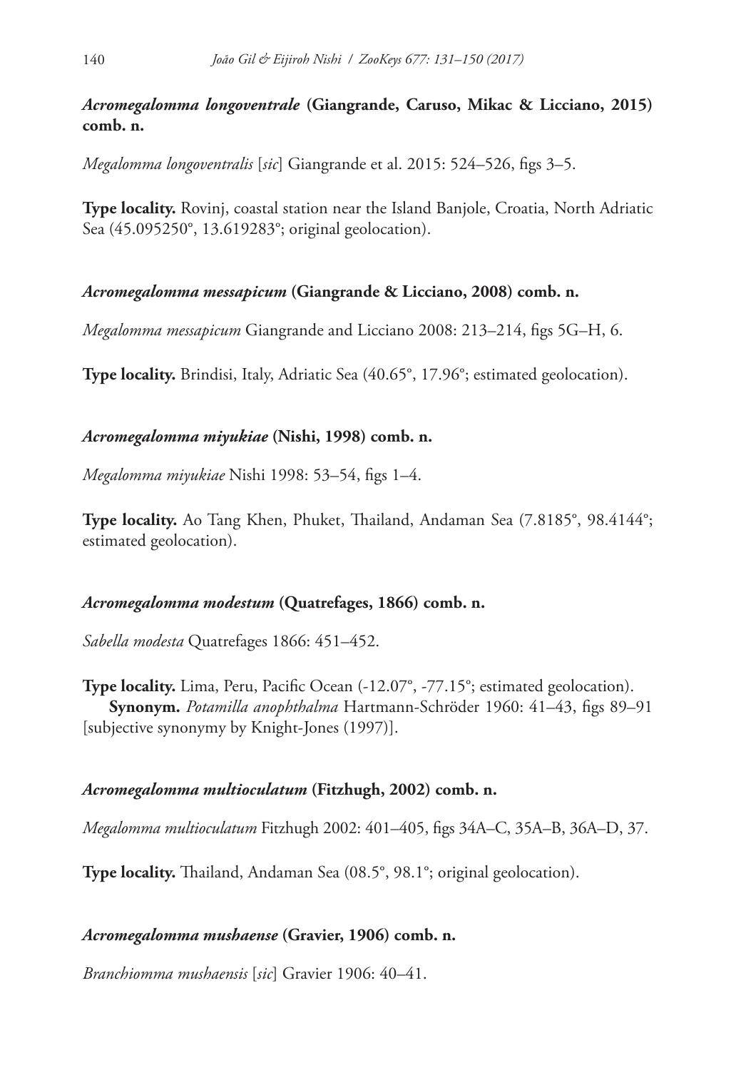### *Acromegalomma longoventrale* (Giangrande, Caruso, Mikac & Licciano, 2015) comb. n.

*Megalomma longoventralis* [*sic*] Giangrande et al. 2015: 524–526, figs 3–5.

**Type locality.** Rovinj, coastal station near the Island Banjole, Croatia, North Adriatic Sea (45.095250°, 13.619283°; original geolocation).

### *Acromegalomma messapicum* (Giangrande & Licciano, 2008) comb. n.

*Megalomma messapicum* Giangrande and Licciano 2008: 213–214, figs 5G–H, 6.

**Type locality.** Brindisi, Italy, Adriatic Sea (40.65°, 17.96°; estimated geolocation).

### *Acromegalomma miyukiae* (Nishi, 1998) comb. n.

*Megalomma miyukiae* Nishi 1998: 53–54, figs 1–4.

**Type locality.** Ao Tang Khen, Phuket, Thailand, Andaman Sea (7.8185°, 98.4144°; estimated geolocation).

### *Acromegalomma modestum* (Quatrefages, 1866) comb. n.

*Sabella modesta* Quatrefages 1866: 451–452.

**Type locality.** Lima, Peru, Pacific Ocean (-12.07°, -77.15°; estimated geolocation).

**Synonym.** *Potamilla anophthalma* Hartmann-Schröder 1960: 41–43, figs 89–91 [subjective synonymy by Knight-Jones (1997)].

### *Acromegalomma multioculatum* (Fitzhugh, 2002) comb. n.

*Megalomma multioculatum* Fitzhugh 2002: 401–405, figs 34A–C, 35A–B, 36A–D, 37.

**Type locality.** Thailand, Andaman Sea (08.5°, 98.1°; original geolocation).

### *Acromegalomma mushaense* (Gravier, 1906) comb. n.

*Branchiomma mushaensis* [*sic*] Gravier 1906: 40–41.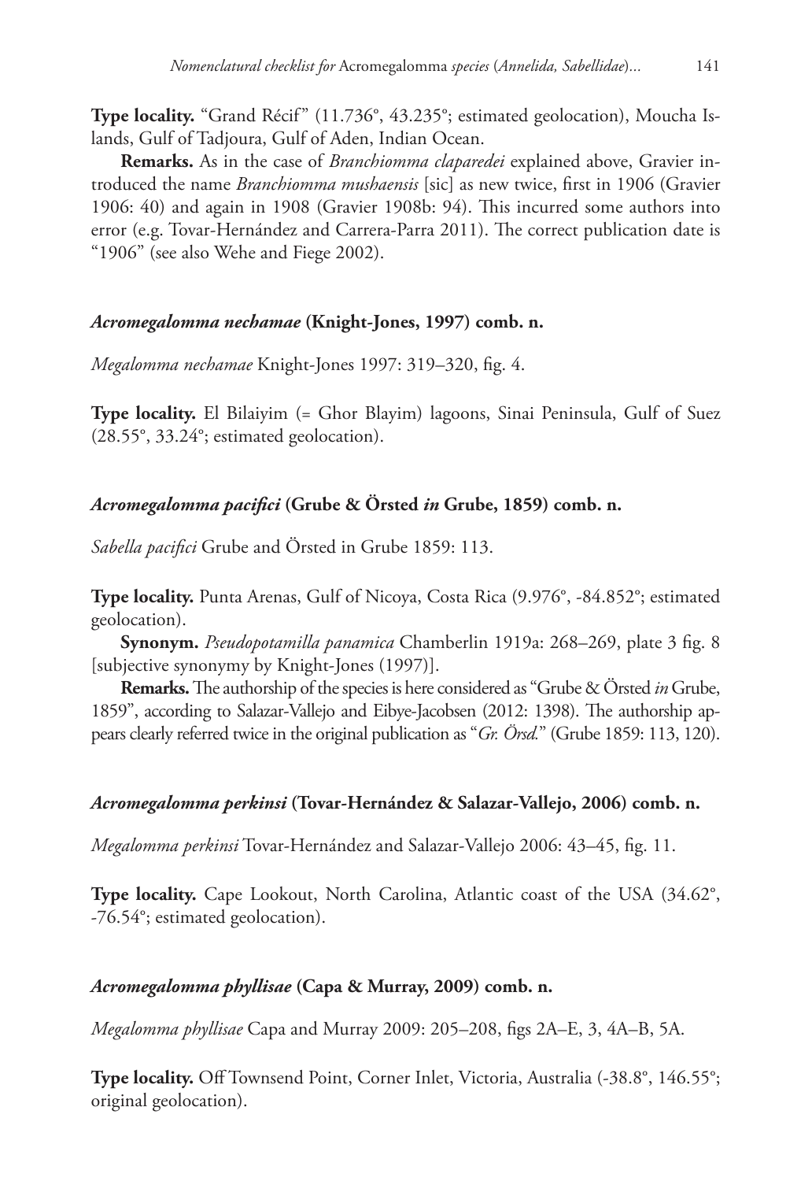**Type locality.** “Grand Récif” (11.736°, 43.235°; estimated geolocation), Moucha Islands, Gulf of Tadjoura, Gulf of Aden, Indian Ocean.

**Remarks.** As in the case of *Branchiomma claparedei* explained above, Gravier introduced the name *Branchiomma mushaensis* [sic] as new twice, first in 1906 (Gravier 1906: 40) and again in 1908 (Gravier 1908b: 94). This incurred some authors into error (e.g. Tovar-Hernández and Carrera-Parra 2011). The correct publication date is “1906” (see also Wehe and Fiege 2002).

### *Acromegalomma nechamae* (Knight-Jones, 1997) comb. n.

*Megalomma nechamae* Knight-Jones 1997: 319–320, fig. 4.

**Type locality.** El Bilaiyim (= Ghor Blayim) lagoons, Sinai Peninsula, Gulf of Suez (28.55°, 33.24°; estimated geolocation).

### *Acromegalomma pacifici* (Grube & Örsted *in* Grube, 1859) comb. n.

*Sabella pacifici* Grube and Örsted in Grube 1859: 113.

**Type locality.** Punta Arenas, Gulf of Nicoya, Costa Rica (9.976°, -84.852°; estimated geolocation).

**Synonym.** *Pseudopotamilla panamica* Chamberlin 1919a: 268–269, plate 3 fig. 8 [subjective synonymy by Knight-Jones (1997)].

**Remarks.** The authorship of the species is here considered as “Grube & Örsted *in* Grube, 1859”, according to Salazar-Vallejo and Eibye-Jacobsen (2012: 1398). The authorship appears clearly referred twice in the original publication as “*Gr. Örsd.*” (Grube 1859: 113, 120).

### *Acromegalomma perkinsi* (Tovar-Hernández & Salazar-Vallejo, 2006) comb. n.

*Megalomma perkinsi* Tovar-Hernández and Salazar-Vallejo 2006: 43–45, fig. 11.

**Type locality.** Cape Lookout, North Carolina, Atlantic coast of the USA (34.62°, -76.54°; estimated geolocation).

### *Acromegalomma phyllisae* (Capa & Murray, 2009) comb. n.

*Megalomma phyllisae* Capa and Murray 2009: 205–208, figs 2A–E, 3, 4A–B, 5A.

**Type locality.** Off Townsend Point, Corner Inlet, Victoria, Australia (-38.8°, 146.55°; original geolocation).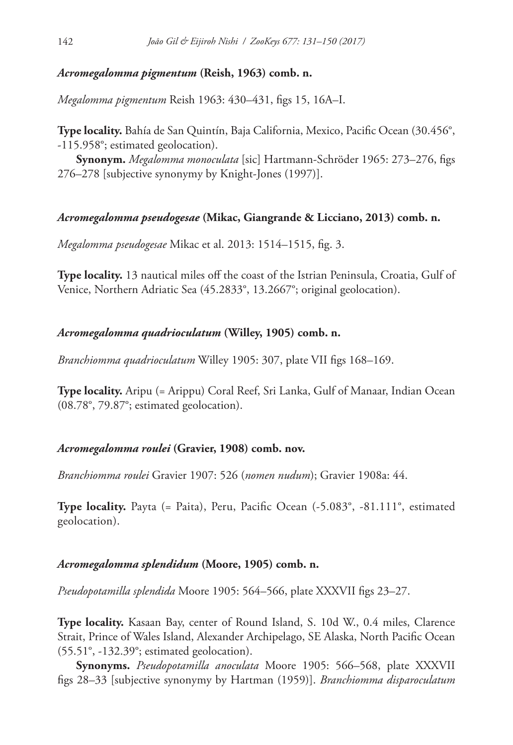### *Acromegalomma pigmentum* (Reish, 1963) comb. n.

*Megalomma pigmentum* Reish 1963: 430–431, figs 15, 16A–I.

**Type locality.** Bahía de San Quintín, Baja California, Mexico, Pacific Ocean (30.456°, -115.958°; estimated geolocation).

**Synonym.** *Megalomma monoculata* [sic] Hartmann-Schröder 1965: 273–276, figs 276–278 [subjective synonymy by Knight-Jones (1997)].

### *Acromegalomma pseudogesae* (Mikac, Giangrande & Licciano, 2013) comb. n.

*Megalomma pseudogesae* Mikac et al. 2013: 1514–1515, fig. 3.

**Type locality.** 13 nautical miles off the coast of the Istrian Peninsula, Croatia, Gulf of Venice, Northern Adriatic Sea (45.2833°, 13.2667°; original geolocation).

### *Acromegalomma quadrioculatum* (Willey, 1905) comb. n.

*Branchiomma quadrioculatum* Willey 1905: 307, plate VII figs 168–169.

**Type locality.** Aripu (= Arippu) Coral Reef, Sri Lanka, Gulf of Manaar, Indian Ocean (08.78°, 79.87°; estimated geolocation).

### *Acromegalomma roulei* (Gravier, 1908) comb. nov.

*Branchiomma roulei* Gravier 1907: 526 (*nomen nudum*); Gravier 1908a: 44.

**Type locality.** Payta (= Paita), Peru, Pacific Ocean (-5.083°, -81.111°, estimated geolocation).

### *Acromegalomma splendidum* (Moore, 1905) comb. n.

*Pseudopotamilla splendida* Moore 1905: 564–566, plate XXXVII figs 23–27.

**Type locality.** Kasaan Bay, center of Round Island, S. 10d W., 0.4 miles, Clarence Strait, Prince of Wales Island, Alexander Archipelago, SE Alaska, North Pacific Ocean (55.51°, -132.39°; estimated geolocation).

**Synonyms.** *Pseudopotamilla anoculata* Moore 1905: 566–568, plate XXXVII figs 28–33 [subjective synonymy by Hartman (1959)]. *Branchiomma disparoculatum*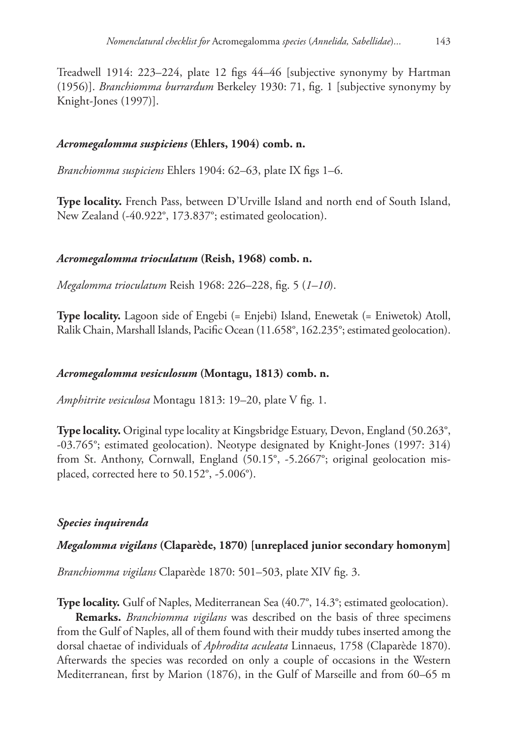Treadwell 1914: 223–224, plate 12 figs 44–46 [subjective synonymy by Hartman (1956)]. *Branchiomma burrardum* Berkeley 1930: 71, fig. 1 [subjective synonymy by Knight-Jones (1997)].

### *Acromegalomma suspiciens* (Ehlers, 1904) comb. n.

*Branchiomma suspiciens* Ehlers 1904: 62–63, plate IX figs 1–6.

**Type locality.** French Pass, between D'Urville Island and north end of South Island, New Zealand (-40.922°, 173.837°; estimated geolocation).

### *Acromegalomma trioculatum* (Reish, 1968) comb. n.

*Megalomma trioculatum* Reish 1968: 226–228, fig. 5 (*1–10*).

**Type locality.** Lagoon side of Engebi (= Enjebi) Island, Enewetak (= Eniwetok) Atoll, Ralik Chain, Marshall Islands, Pacific Ocean (11.658°, 162.235°; estimated geolocation).

### *Acromegalomma vesiculosum* (Montagu, 1813) comb. n.

*Amphitrite vesiculosa* Montagu 1813: 19–20, plate V fig. 1.

**Type locality.** Original type locality at Kingsbridge Estuary, Devon, England (50.263°, -03.765°; estimated geolocation). Neotype designated by Knight-Jones (1997: 314) from St. Anthony, Cornwall, England (50.15°, -5.2667°; original geolocation misplaced, corrected here to 50.152°, -5.006°).

## *Species inquirenda*

### *Megalomma vigilans* (Claparède, 1870) [unreplaced junior secondary homonym]

*Branchiomma vigilans* Claparède 1870: 501–503, plate XIV fig. 3.

**Type locality.** Gulf of Naples, Mediterranean Sea (40.7°, 14.3°; estimated geolocation).

**Remarks.** *Branchiomma vigilans* was described on the basis of three specimens from the Gulf of Naples, all of them found with their muddy tubes inserted among the dorsal chaetae of individuals of *Aphrodita aculeata* Linnaeus, 1758 (Claparède 1870). Afterwards the species was recorded on only a couple of occasions in the Western Mediterranean, first by Marion (1876), in the Gulf of Marseille and from 60–65 m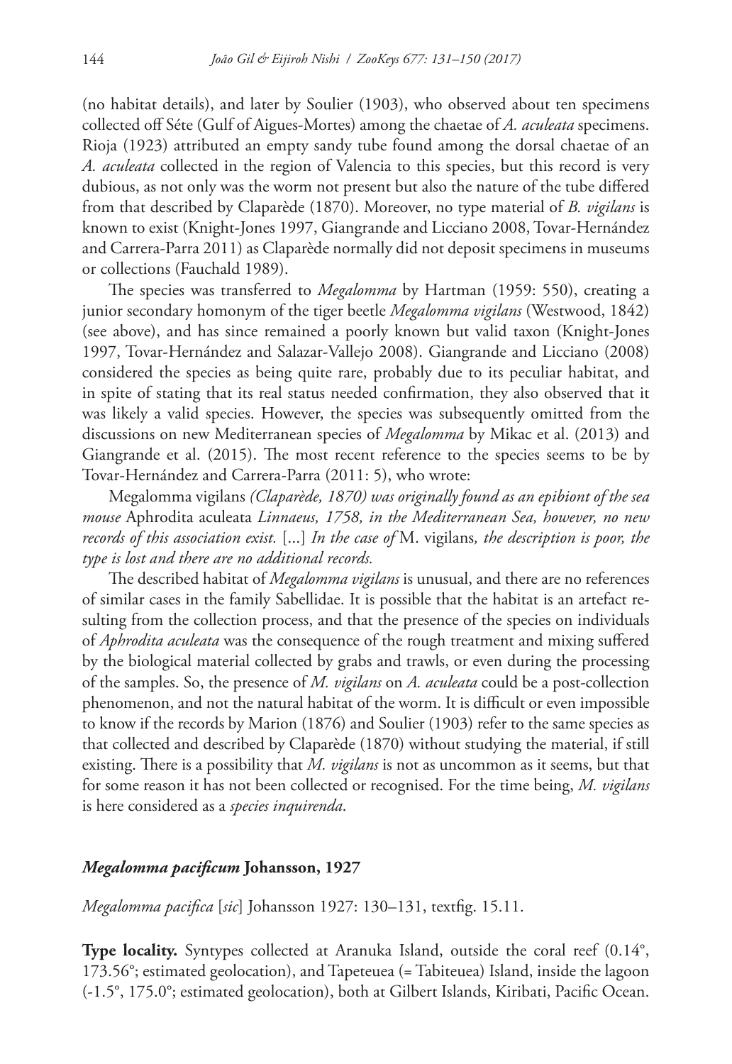(no habitat details), and later by Soulier (1903), who observed about ten specimens collected off Séte (Gulf of Aigues-Mortes) among the chaetae of *A. aculeata* specimens. Rioja (1923) attributed an empty sandy tube found among the dorsal chaetae of an *A. aculeata* collected in the region of Valencia to this species, but this record is very dubious, as not only was the worm not present but also the nature of the tube differed from that described by Claparède (1870). Moreover, no type material of *B. vigilans* is known to exist (Knight-Jones 1997, Giangrande and Licciano 2008, Tovar-Hernández and Carrera-Parra 2011) as Claparède normally did not deposit specimens in museums or collections (Fauchald 1989).

The species was transferred to *Megalomma* by Hartman (1959: 550), creating a junior secondary homonym of the tiger beetle *Megalomma vigilans* (Westwood, 1842) (see above), and has since remained a poorly known but valid taxon (Knight-Jones 1997, Tovar-Hernández and Salazar-Vallejo 2008). Giangrande and Licciano (2008) considered the species as being quite rare, probably due to its peculiar habitat, and in spite of stating that its real status needed confirmation, they also observed that it was likely a valid species. However, the species was subsequently omitted from the discussions on new Mediterranean species of *Megalomma* by Mikac et al. (2013) and Giangrande et al. (2015). The most recent reference to the species seems to be by Tovar-Hernández and Carrera-Parra (2011: 5), who wrote:

Megalomma vigilans *(Claparède, 1870) was originally found as an epibiont of the sea mouse* Aphrodita aculeata *Linnaeus, 1758, in the Mediterranean Sea, however, no new records of this association exist.* [...] *In the case of* M. vigilans*, the description is poor, the type is lost and there are no additional records.*

The described habitat of *Megalomma vigilans* is unusual, and there are no references of similar cases in the family Sabellidae. It is possible that the habitat is an artefact resulting from the collection process, and that the presence of the species on individuals of *Aphrodita aculeata* was the consequence of the rough treatment and mixing suffered by the biological material collected by grabs and trawls, or even during the processing of the samples. So, the presence of *M. vigilans* on *A. aculeata* could be a post-collection phenomenon, and not the natural habitat of the worm. It is difficult or even impossible to know if the records by Marion (1876) and Soulier (1903) refer to the same species as that collected and described by Claparède (1870) without studying the material, if still existing. There is a possibility that *M. vigilans* is not as uncommon as it seems, but that for some reason it has not been collected or recognised. For the time being, *M. vigilans* is here considered as a *species inquirenda*.

### *Megalomma pacificum* Johansson, 1927

*Megalomma pacifica* [*sic*] Johansson 1927: 130–131, textfig. 15.11.

**Type locality.** Syntypes collected at Aranuka Island, outside the coral reef (0.14°, 173.56°; estimated geolocation), and Tapeteuea (= Tabiteuea) Island, inside the lagoon (-1.5°, 175.0°; estimated geolocation), both at Gilbert Islands, Kiribati, Pacific Ocean.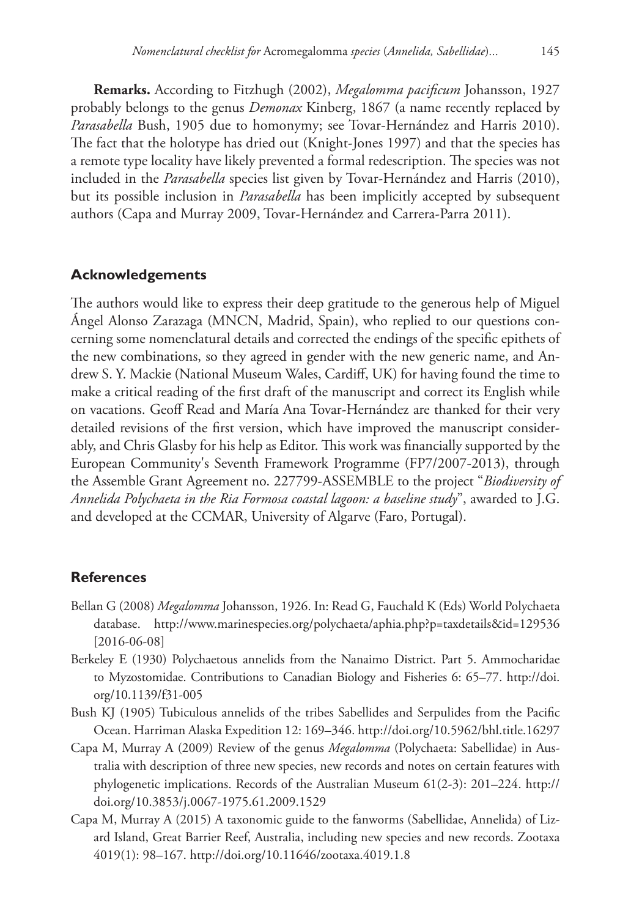**Remarks.** According to Fitzhugh (2002), *Megalomma pacificum* Johansson, 1927 probably belongs to the genus *Demonax* Kinberg, 1867 (a name recently replaced by *Parasabella* Bush, 1905 due to homonymy; see Tovar-Hernández and Harris 2010). The fact that the holotype has dried out (Knight-Jones 1997) and that the species has a remote type locality have likely prevented a formal redescription. The species was not included in the *Parasabella* species list given by Tovar-Hernández and Harris (2010), but its possible inclusion in *Parasabella* has been implicitly accepted by subsequent authors (Capa and Murray 2009, Tovar-Hernández and Carrera-Parra 2011).

## Acknowledgements

The authors would like to express their deep gratitude to the generous help of Miguel Ángel Alonso Zarazaga (MNCN, Madrid, Spain), who replied to our questions concerning some nomenclatural details and corrected the endings of the specific epithets of the new combinations, so they agreed in gender with the new generic name, and Andrew S. Y. Mackie (National Museum Wales, Cardiff, UK) for having found the time to make a critical reading of the first draft of the manuscript and correct its English while on vacations. Geoff Read and María Ana Tovar-Hernández are thanked for their very detailed revisions of the first version, which have improved the manuscript considerably, and Chris Glasby for his help as Editor. This work was financially supported by the European Community's Seventh Framework Programme (FP7/2007-2013), through the Assemble Grant Agreement no. 227799-ASSEMBLE to the project "*Biodiversity of Annelida Polychaeta in the Ria Formosa coastal lagoon: a baseline study*", awarded to J.G. and developed at the CCMAR, University of Algarve (Faro, Portugal).

## References

Bellan G (2008) *Megalomma* Johansson, 1926. In: Read G, Fauchald K (Eds) World Polychaeta database. http://www.marinespecies.org/polychaeta/aphia.php?p=taxdetails&id=129536 [2016-06-08]

Berkeley E (1930) Polychaetous annelids from the Nanaimo District. Part 5. Ammocharidae to Myzostomidae. Contributions to Canadian Biology and Fisheries 6: 65–77. http://doi.org/10.1139/f31-005

Bush KJ (1905) Tubiculous annelids of the tribes Sabellides and Serpulides from the Pacific Ocean. Harriman Alaska Expedition 12: 169–346. http://doi.org/10.5962/bhl.title.16297

Capa M, Murray A (2009) Review of the genus *Megalomma* (Polychaeta: Sabellidae) in Australia with description of three new species, new records and notes on certain features with phylogenetic implications. Records of the Australian Museum 61(2-3): 201–224. http://doi.org/10.3853/j.0067-1975.61.2009.1529

Capa M, Murray A (2015) A taxonomic guide to the fanworms (Sabellidae, Annelida) of Lizard Island, Great Barrier Reef, Australia, including new species and new records. Zootaxa 4019(1): 98–167. http://doi.org/10.11646/zootaxa.4019.1.8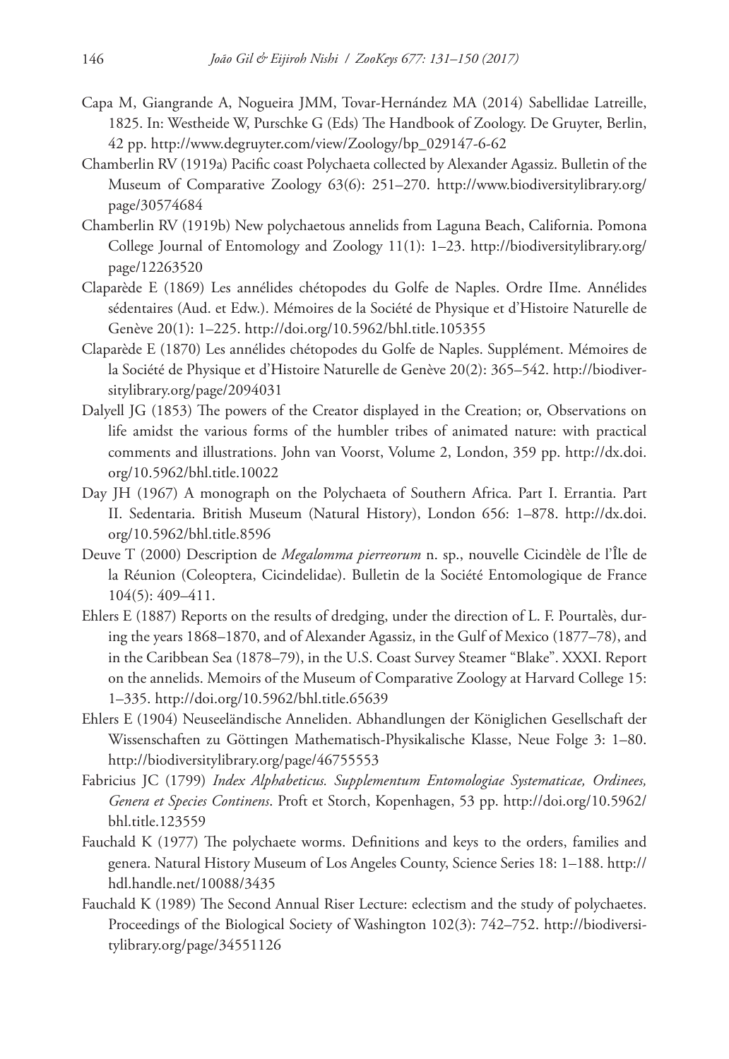Capa M, Giangrande A, Nogueira JMM, Tovar-Hernández MA (2014) Sabellidae Latreille, 1825. In: Westheide W, Purschke G (Eds) The Handbook of Zoology. De Gruyter, Berlin, 42 pp. http://www.degruyter.com/view/Zoology/bp_029147-6-62

Chamberlin RV (1919a) Pacific coast Polychaeta collected by Alexander Agassiz. Bulletin of the Museum of Comparative Zoology 63(6): 251–270. http://www.biodiversitylibrary.org/page/30574684

Chamberlin RV (1919b) New polychaetous annelids from Laguna Beach, California. Pomona College Journal of Entomology and Zoology 11(1): 1–23. http://biodiversitylibrary.org/page/12263520

Claparède E (1869) Les annélides chétopodes du Golfe de Naples. Ordre IIme. Annélides sédentaires (Aud. et Edw.). Mémoires de la Société de Physique et d'Histoire Naturelle de Genève 20(1): 1–225. http://doi.org/10.5962/bhl.title.105355

Claparède E (1870) Les annélides chétopodes du Golfe de Naples. Supplément. Mémoires de la Société de Physique et d'Histoire Naturelle de Genève 20(2): 365–542. http://biodiversitylibrary.org/page/2094031

Dalyell JG (1853) The powers of the Creator displayed in the Creation; or, Observations on life amidst the various forms of the humbler tribes of animated nature: with practical comments and illustrations. John van Voorst, Volume 2, London, 359 pp. http://dx.doi.org/10.5962/bhl.title.10022

Day JH (1967) A monograph on the Polychaeta of Southern Africa. Part I. Errantia. Part II. Sedentaria. British Museum (Natural History), London 656: 1–878. http://dx.doi.org/10.5962/bhl.title.8596

Deuve T (2000) Description de *Megalomma pierreorum* n. sp., nouvelle Cicindèle de l'Île de la Réunion (Coleoptera, Cicindelidae). Bulletin de la Société Entomologique de France 104(5): 409–411.

Ehlers E (1887) Reports on the results of dredging, under the direction of L. F. Pourtalès, during the years 1868–1870, and of Alexander Agassiz, in the Gulf of Mexico (1877–78), and in the Caribbean Sea (1878–79), in the U.S. Coast Survey Steamer "Blake". XXXI. Report on the annelids. Memoirs of the Museum of Comparative Zoology at Harvard College 15: 1–335. http://doi.org/10.5962/bhl.title.65639

Ehlers E (1904) Neuseeländische Anneliden. Abhandlungen der Königlichen Gesellschaft der Wissenschaften zu Göttingen Mathematisch-Physikalische Klasse, Neue Folge 3: 1–80. http://biodiversitylibrary.org/page/46755553

Fabricius JC (1799) *Index Alphabeticus. Supplementum Entomologiae Systematicae, Ordinees, Genera et Species Continens*. Proft et Storch, Kopenhagen, 53 pp. http://doi.org/10.5962/bhl.title.123559

Fauchald K (1977) The polychaete worms. Definitions and keys to the orders, families and genera. Natural History Museum of Los Angeles County, Science Series 18: 1–188. http://hdl.handle.net/10088/3435

Fauchald K (1989) The Second Annual Riser Lecture: eclectism and the study of polychaetes. Proceedings of the Biological Society of Washington 102(3): 742–752. http://biodiversitylibrary.org/page/34551126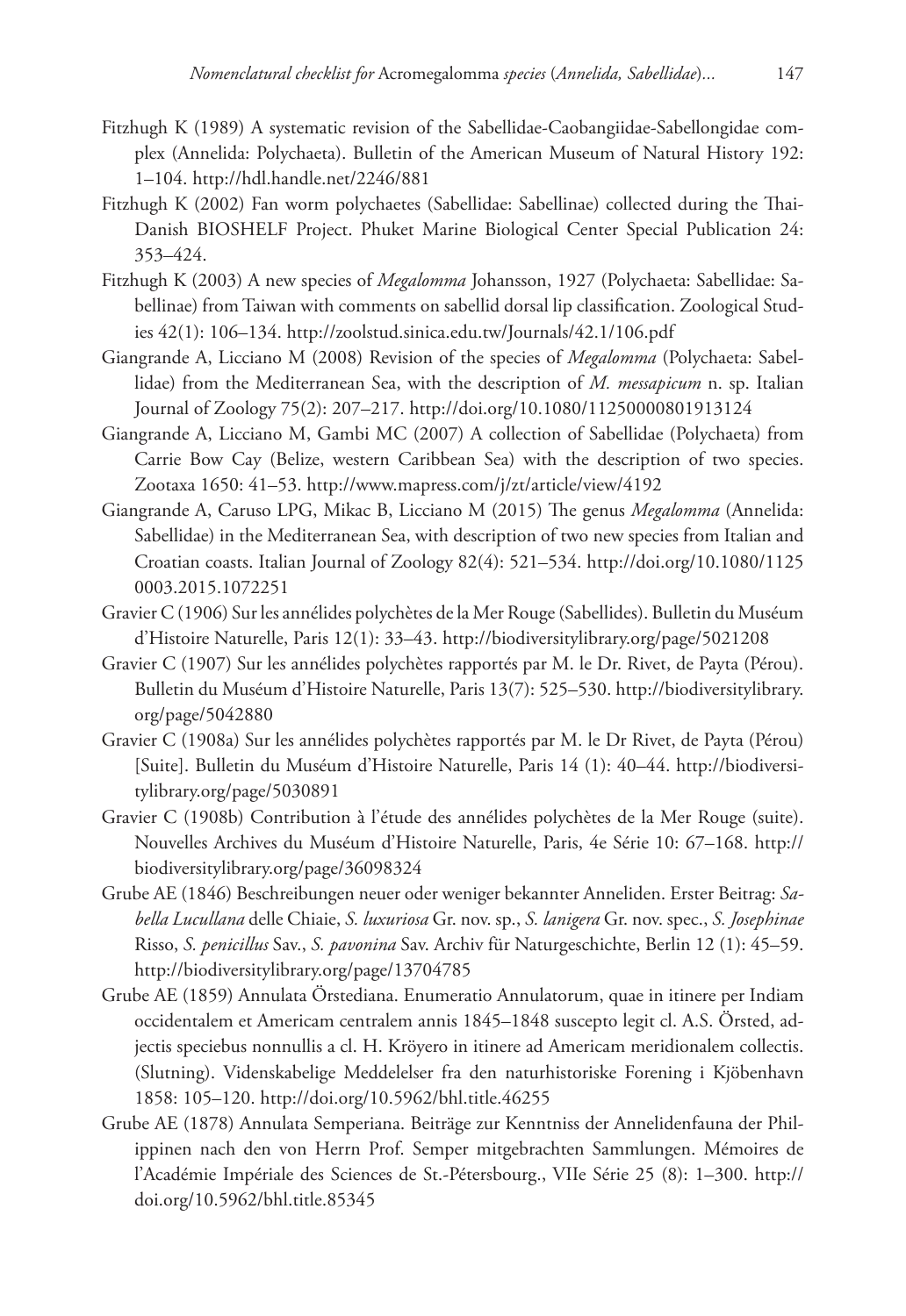Fitzhugh K (1989) A systematic revision of the Sabellidae-Caobangiidae-Sabellongidae complex (Annelida: Polychaeta). Bulletin of the American Museum of Natural History 192: 1–104. http://hdl.handle.net/2246/881

Fitzhugh K (2002) Fan worm polychaetes (Sabellidae: Sabellinae) collected during the Thai-Danish BIOSHELF Project. Phuket Marine Biological Center Special Publication 24: 353–424.

Fitzhugh K (2003) A new species of *Megalomma* Johansson, 1927 (Polychaeta: Sabellidae: Sabellinae) from Taiwan with comments on sabellid dorsal lip classification. Zoological Studies 42(1): 106–134. http://zoolstud.sinica.edu.tw/Journals/42.1/106.pdf

Giangrande A, Licciano M (2008) Revision of the species of *Megalomma* (Polychaeta: Sabellidae) from the Mediterranean Sea, with the description of *M. messapicum* n. sp. Italian Journal of Zoology 75(2): 207–217. http://doi.org/10.1080/11250000801913124

Giangrande A, Licciano M, Gambi MC (2007) A collection of Sabellidae (Polychaeta) from Carrie Bow Cay (Belize, western Caribbean Sea) with the description of two species. Zootaxa 1650: 41–53. http://www.mapress.com/j/zt/article/view/4192

Giangrande A, Caruso LPG, Mikac B, Licciano M (2015) The genus *Megalomma* (Annelida: Sabellidae) in the Mediterranean Sea, with description of two new species from Italian and Croatian coasts. Italian Journal of Zoology 82(4): 521–534. http://doi.org/10.1080/11250003.2015.1072251

Gravier C (1906) Sur les annélides polychètes de la Mer Rouge (Sabellides). Bulletin du Muséum d'Histoire Naturelle, Paris 12(1): 33–43. http://biodiversitylibrary.org/page/5021208

Gravier C (1907) Sur les annélides polychètes rapportés par M. le Dr. Rivet, de Payta (Pérou). Bulletin du Muséum d'Histoire Naturelle, Paris 13(7): 525–530. http://biodiversitylibrary.org/page/5042880

Gravier C (1908a) Sur les annélides polychètes rapportés par M. le Dr Rivet, de Payta (Pérou) [Suite]. Bulletin du Muséum d'Histoire Naturelle, Paris 14 (1): 40–44. http://biodiversitylibrary.org/page/5030891

Gravier C (1908b) Contribution à l'étude des annélides polychètes de la Mer Rouge (suite). Nouvelles Archives du Muséum d'Histoire Naturelle, Paris, 4e Série 10: 67–168. http://biodiversitylibrary.org/page/36098324

Grube AE (1846) Beschreibungen neuer oder weniger bekannter Anneliden. Erster Beitrag: *Sabella Lucullana* delle Chiaie, *S. luxuriosa* Gr. nov. sp., *S. lanigera* Gr. nov. spec., *S. Josephinae* Risso, *S. penicillus* Sav., *S. pavonina* Sav. Archiv für Naturgeschichte, Berlin 12 (1): 45–59. http://biodiversitylibrary.org/page/13704785

Grube AE (1859) Annulata Örstediana. Enumeratio Annulatorum, quae in itinere per Indiam occidentalem et Americam centralem annis 1845–1848 suscepto legit cl. A.S. Örsted, adjectis speciebus nonnullis a cl. H. Kröyero in itinere ad Americam meridionalem collectis. (Slutning). Videnskabelige Meddelelser fra den naturhistoriske Forening i Kjöbenhavn 1858: 105–120. http://doi.org/10.5962/bhl.title.46255

Grube AE (1878) Annulata Semperiana. Beiträge zur Kenntniss der Annelidenfauna der Philippinen nach den von Herrn Prof. Semper mitgebrachten Sammlungen. Mémoires de l'Académie Impériale des Sciences de St.-Pétersbourg., VIIe Série 25 (8): 1–300. http://doi.org/10.5962/bhl.title.85345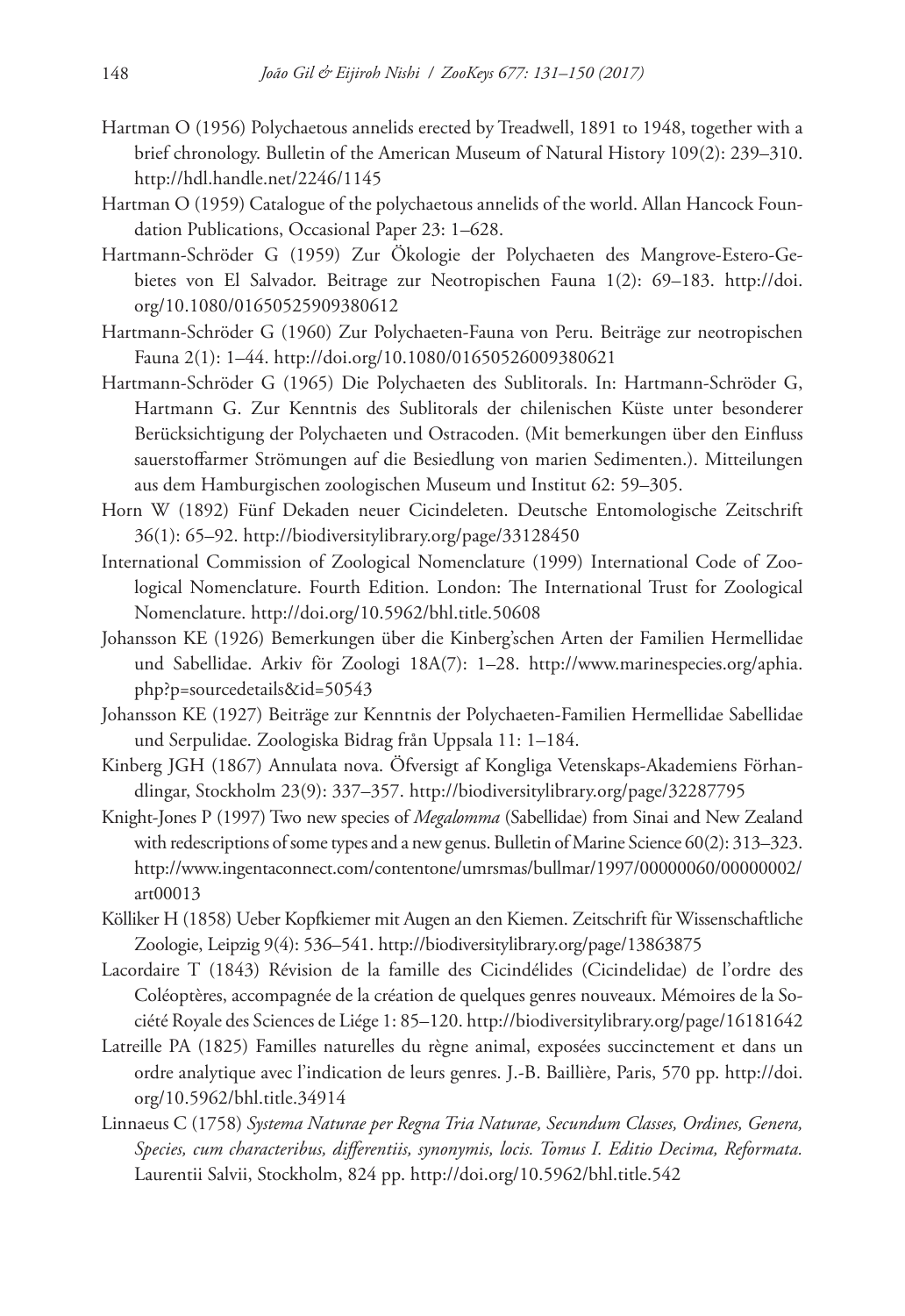Hartman O (1956) Polychaetous annelids erected by Treadwell, 1891 to 1948, together with a brief chronology. Bulletin of the American Museum of Natural History 109(2): 239–310. http://hdl.handle.net/2246/1145

Hartman O (1959) Catalogue of the polychaetous annelids of the world. Allan Hancock Foundation Publications, Occasional Paper 23: 1–628.

Hartmann-Schröder G (1959) Zur Ökologie der Polychaeten des Mangrove-Estero-Gebietes von El Salvador. Beitrage zur Neotropischen Fauna 1(2): 69–183. http://doi.org/10.1080/01650525909380612

Hartmann-Schröder G (1960) Zur Polychaeten-Fauna von Peru. Beiträge zur neotropischen Fauna 2(1): 1–44. http://doi.org/10.1080/01650526009380621

Hartmann-Schröder G (1965) Die Polychaeten des Sublitorals. In: Hartmann-Schröder G, Hartmann G. Zur Kenntnis des Sublitorals der chilenischen Küste unter besonderer Berücksichtigung der Polychaeten und Ostracoden. (Mit bemerkungen über den Einfluss sauerstoffarmer Strömungen auf die Besiedlung von marien Sedimenten.). Mitteilungen aus dem Hamburgischen zoologischen Museum und Institut 62: 59–305.

Horn W (1892) Fünf Dekaden neuer Cicindeleten. Deutsche Entomologische Zeitschrift 36(1): 65–92. http://biodiversitylibrary.org/page/33128450

International Commission of Zoological Nomenclature (1999) International Code of Zoological Nomenclature. Fourth Edition. London: The International Trust for Zoological Nomenclature. http://doi.org/10.5962/bhl.title.50608

Johansson KE (1926) Bemerkungen über die Kinberg'schen Arten der Familien Hermellidae und Sabellidae. Arkiv för Zoologi 18A(7): 1–28. http://www.marinespecies.org/aphia.php?p=sourcedetails&id=50543

Johansson KE (1927) Beiträge zur Kenntnis der Polychaeten-Familien Hermellidae Sabellidae und Serpulidae. Zoologiska Bidrag från Uppsala 11: 1–184.

Kinberg JGH (1867) Annulata nova. Öfversigt af Kongliga Vetenskaps-Akademiens Förhandlingar, Stockholm 23(9): 337–357. http://biodiversitylibrary.org/page/32287795

Knight-Jones P (1997) Two new species of *Megalomma* (Sabellidae) from Sinai and New Zealand with redescriptions of some types and a new genus. Bulletin of Marine Science 60(2): 313–323. http://www.ingentaconnect.com/contentone/umrsmas/bullmar/1997/00000060/00000002/art00013

Kölliker H (1858) Ueber Kopfkiemer mit Augen an den Kiemen. Zeitschrift für Wissenschaftliche Zoologie, Leipzig 9(4): 536–541. http://biodiversitylibrary.org/page/13863875

Lacordaire T (1843) Révision de la famille des Cicindélides (Cicindelidae) de l'ordre des Coléoptères, accompagnée de la création de quelques genres nouveaux. Mémoires de la Société Royale des Sciences de Liége 1: 85–120. http://biodiversitylibrary.org/page/16181642

Latreille PA (1825) Familles naturelles du règne animal, exposées succinctement et dans un ordre analytique avec l'indication de leurs genres. J.-B. Baillière, Paris, 570 pp. http://doi.org/10.5962/bhl.title.34914

Linnaeus C (1758) *Systema Naturae per Regna Tria Naturae, Secundum Classes, Ordines, Genera, Species, cum characteribus, differentiis, synonymis, locis. Tomus I. Editio Decima, Reformata.* Laurentii Salvii, Stockholm, 824 pp. http://doi.org/10.5962/bhl.title.542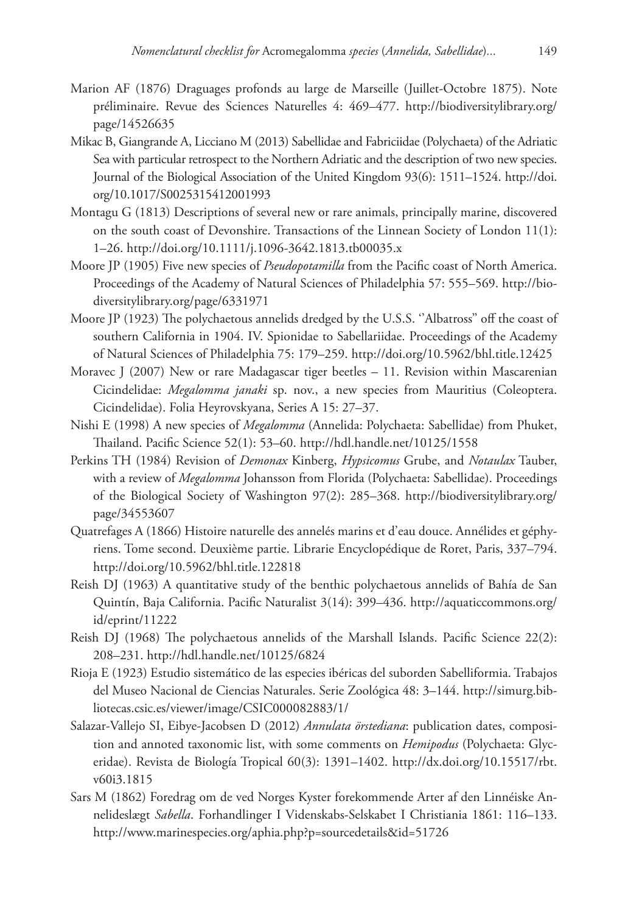Marion AF (1876) Draguages profonds au large de Marseille (Juillet-Octobre 1875). Note préliminaire. Revue des Sciences Naturelles 4: 469–477. http://biodiversitylibrary.org/page/14526635

Mikac B, Giangrande A, Licciano M (2013) Sabellidae and Fabriciidae (Polychaeta) of the Adriatic Sea with particular retrospect to the Northern Adriatic and the description of two new species. Journal of the Biological Association of the United Kingdom 93(6): 1511–1524. http://doi.org/10.1017/S0025315412001993

Montagu G (1813) Descriptions of several new or rare animals, principally marine, discovered on the south coast of Devonshire. Transactions of the Linnean Society of London 11(1): 1–26. http://doi.org/10.1111/j.1096-3642.1813.tb00035.x

Moore JP (1905) Five new species of *Pseudopotamilla* from the Pacific coast of North America. Proceedings of the Academy of Natural Sciences of Philadelphia 57: 555–569. http://biodiversitylibrary.org/page/6331971

Moore JP (1923) The polychaetous annelids dredged by the U.S.S. ''Albatross" off the coast of southern California in 1904. IV. Spionidae to Sabellariidae. Proceedings of the Academy of Natural Sciences of Philadelphia 75: 179–259. http://doi.org/10.5962/bhl.title.12425

Moravec J (2007) New or rare Madagascar tiger beetles – 11. Revision within Mascarenian Cicindelidae: *Megalomma janaki* sp. nov., a new species from Mauritius (Coleoptera. Cicindelidae). Folia Heyrovskyana, Series A 15: 27–37.

Nishi E (1998) A new species of *Megalomma* (Annelida: Polychaeta: Sabellidae) from Phuket, Thailand. Pacific Science 52(1): 53–60. http://hdl.handle.net/10125/1558

Perkins TH (1984) Revision of *Demonax* Kinberg, *Hypsicomus* Grube, and *Notaulax* Tauber, with a review of *Megalomma* Johansson from Florida (Polychaeta: Sabellidae). Proceedings of the Biological Society of Washington 97(2): 285–368. http://biodiversitylibrary.org/page/34553607

Quatrefages A (1866) Histoire naturelle des annelés marins et d'eau douce. Annélides et géphyriens. Tome second. Deuxième partie. Librarie Encyclopédique de Roret, Paris, 337–794. http://doi.org/10.5962/bhl.title.122818

Reish DJ (1963) A quantitative study of the benthic polychaetous annelids of Bahía de San Quintín, Baja California. Pacific Naturalist 3(14): 399–436. http://aquaticcommons.org/id/eprint/11222

Reish DJ (1968) The polychaetous annelids of the Marshall Islands. Pacific Science 22(2): 208–231. http://hdl.handle.net/10125/6824

Rioja E (1923) Estudio sistemático de las especies ibéricas del suborden Sabelliformia. Trabajos del Museo Nacional de Ciencias Naturales. Serie Zoológica 48: 3–144. http://simurg.bibliotecas.csic.es/viewer/image/CSIC000082883/1/

Salazar-Vallejo SI, Eibye-Jacobsen D (2012) *Annulata örstediana*: publication dates, composition and annoted taxonomic list, with some comments on *Hemipodus* (Polychaeta: Glyceridae). Revista de Biología Tropical 60(3): 1391–1402. http://dx.doi.org/10.15517/rbt.v60i3.1815

Sars M (1862) Foredrag om de ved Norges Kyster forekommende Arter af den Linnéiske Annelideslægt *Sabella*. Forhandlinger I Videnskabs-Selskabet I Christiania 1861: 116–133. http://www.marinespecies.org/aphia.php?p=sourcedetails&id=51726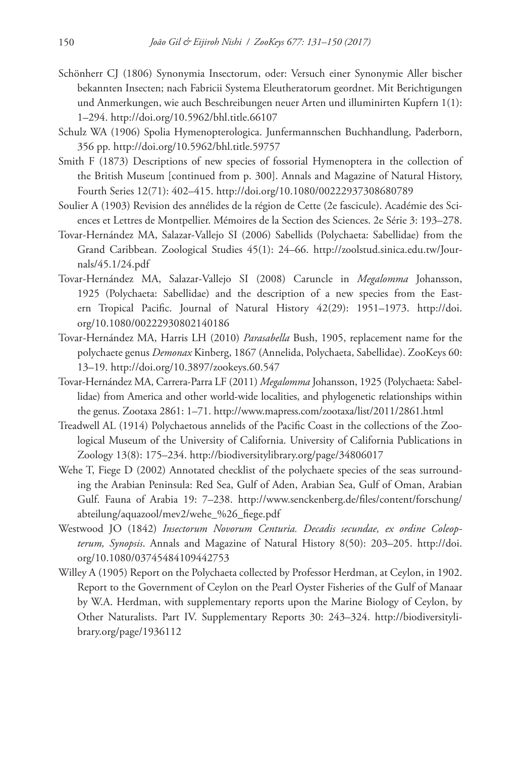Schönherr CJ (1806) Synonymia Insectorum, oder: Versuch einer Synonymie Aller bischer bekannten Insecten; nach Fabricii Systema Eleutheratorum geordnet. Mit Berichtigungen und Anmerkungen, wie auch Beschreibungen neuer Arten und illuminirten Kupfern 1(1): 1–294. http://doi.org/10.5962/bhl.title.66107

Schulz WA (1906) Spolia Hymenopterologica. Junfermannschen Buchhandlung, Paderborn, 356 pp. http://doi.org/10.5962/bhl.title.59757

Smith F (1873) Descriptions of new species of fossorial Hymenoptera in the collection of the British Museum [continued from p. 300]. Annals and Magazine of Natural History, Fourth Series 12(71): 402–415. http://doi.org/10.1080/00222937308680789

Soulier A (1903) Revision des annélides de la région de Cette (2e fascicule). Académie des Sciences et Lettres de Montpellier. Mémoires de la Section des Sciences. 2e Série 3: 193–278.

Tovar-Hernández MA, Salazar-Vallejo SI (2006) Sabellids (Polychaeta: Sabellidae) from the Grand Caribbean. Zoological Studies 45(1): 24–66. http://zoolstud.sinica.edu.tw/Journals/45.1/24.pdf

Tovar-Hernández MA, Salazar-Vallejo SI (2008) Caruncle in *Megalomma* Johansson, 1925 (Polychaeta: Sabellidae) and the description of a new species from the Eastern Tropical Pacific. Journal of Natural History 42(29): 1951–1973. http://doi.org/10.1080/00222930802140186

Tovar-Hernández MA, Harris LH (2010) *Parasabella* Bush, 1905, replacement name for the polychaete genus *Demonax* Kinberg, 1867 (Annelida, Polychaeta, Sabellidae). ZooKeys 60: 13–19. http://doi.org/10.3897/zookeys.60.547

Tovar-Hernández MA, Carrera-Parra LF (2011) *Megalomma* Johansson, 1925 (Polychaeta: Sabellidae) from America and other world-wide localities, and phylogenetic relationships within the genus. Zootaxa 2861: 1–71. http://www.mapress.com/zootaxa/list/2011/2861.html

Treadwell AL (1914) Polychaetous annelids of the Pacific Coast in the collections of the Zoological Museum of the University of California. University of California Publications in Zoology 13(8): 175–234. http://biodiversitylibrary.org/page/34806017

Wehe T, Fiege D (2002) Annotated checklist of the polychaete species of the seas surrounding the Arabian Peninsula: Red Sea, Gulf of Aden, Arabian Sea, Gulf of Oman, Arabian Gulf. Fauna of Arabia 19: 7–238. http://www.senckenberg.de/files/content/forschung/abteilung/aquazool/mev2/wehe_%26_fiege.pdf

Westwood JO (1842) *Insectorum Novorum Centuria. Decadis secundae, ex ordine Coleopterum, Synopsis*. Annals and Magazine of Natural History 8(50): 203–205. http://doi.org/10.1080/03745484109442753

Willey A (1905) Report on the Polychaeta collected by Professor Herdman, at Ceylon, in 1902. Report to the Government of Ceylon on the Pearl Oyster Fisheries of the Gulf of Manaar by W.A. Herdman, with supplementary reports upon the Marine Biology of Ceylon, by Other Naturalists. Part IV. Supplementary Reports 30: 243–324. http://biodiversitylibrary.org/page/1936112